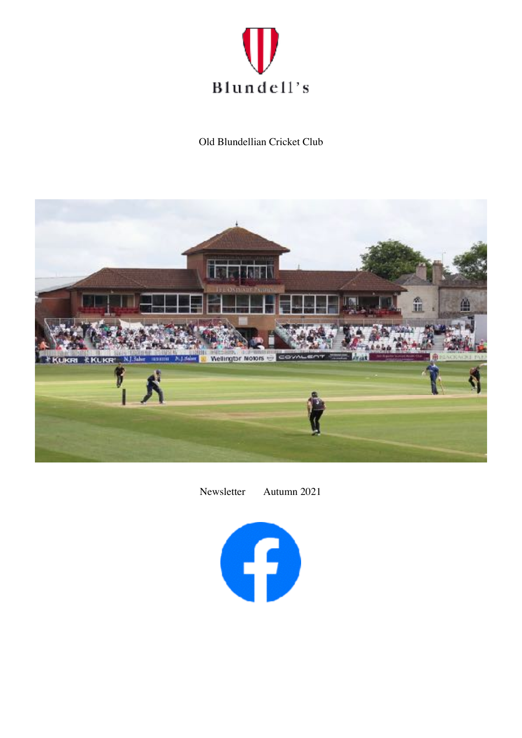Blundell's

Old Blundellian Cricket Club

Newsletter Autumn 2021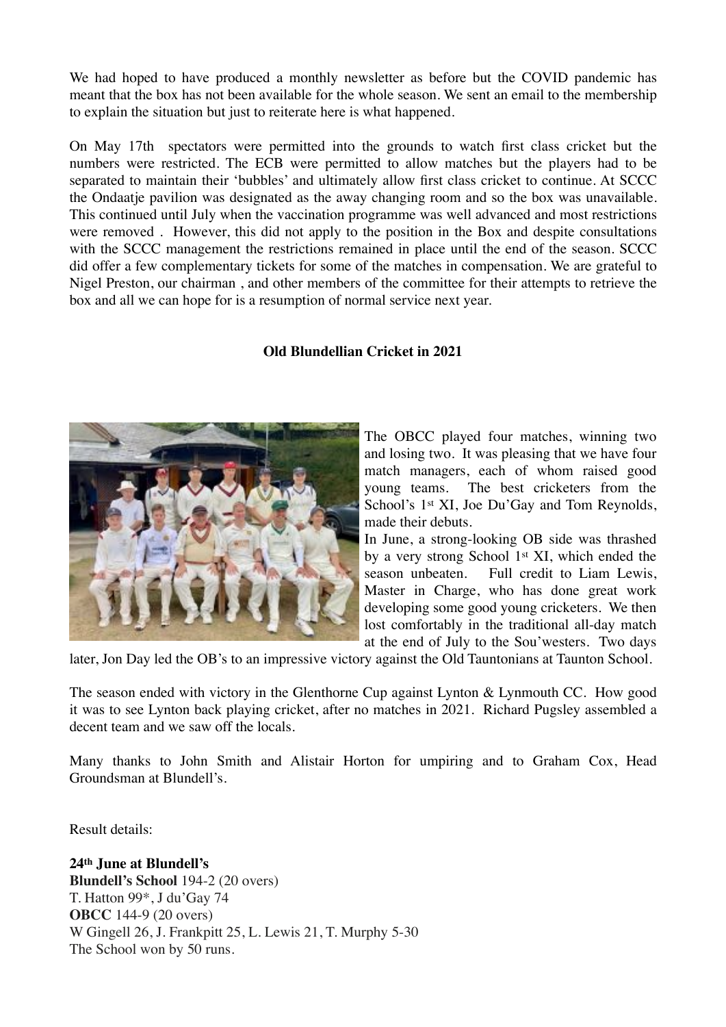We had hoped to have produced a monthly newsletter as before but the COVID pandemic has meant that the box has not been available for the whole season. We sent an email to the membership to explain the situation but just to reiterate here is what happened.

On May 17th spectators were permitted into the grounds to watch first class cricket but the numbers were restricted. The ECB were permitted to allow matches but the players had to be separated to maintain their 'bubbles' and ultimately allow first class cricket to continue. At SCCC the Ondaatje pavilion was designated as the away changing room and so the box was unavailable. This continued until July when the vaccination programme was well advanced and most restrictions were removed . However, this did not apply to the position in the Box and despite consultations with the SCCC management the restrictions remained in place until the end of the season. SCCC did offer a few complementary tickets for some of the matches in compensation. We are grateful to Nigel Preston, our chairman , and other members of the committee for their attempts to retrieve the box and all we can hope for is a resumption of normal service next year.

**Old Blundellian Cricket in 2021**

The OBCC played four matches, winning two and losing two. It was pleasing that we have four match managers, each of whom raised good young teams. The best cricketers from the School's 1st XI, Joe Du'Gay and Tom Reynolds, made their debuts.

In June, a strong-looking OB side was thrashed by a very strong School 1st XI, which ended the season unbeaten. Full credit to Liam Lewis, Master in Charge, who has done great work developing some good young cricketers. We then lost comfortably in the traditional all-day match at the end of July to the Sou'westers. Two days later, Jon Day led the OB's to an impressive victory against the Old Tauntonians at Taunton School.

The season ended with victory in the Glenthorne Cup against Lynton & Lynmouth CC. How good it was to see Lynton back playing cricket, after no matches in 2021. Richard Pugsley assembled a decent team and we saw off the locals.

Many thanks to John Smith and Alistair Horton for umpiring and to Graham Cox, Head Groundsman at Blundell's.

Result details:

**24th June at Blundell's**
**Blundell's School** 194-2 (20 overs)
T. Hatton 99*, J du'Gay 74
**OBCC** 144-9 (20 overs)
W Gingell 26, J. Frankpitt 25, L. Lewis 21, T. Murphy 5-30
The School won by 50 runs.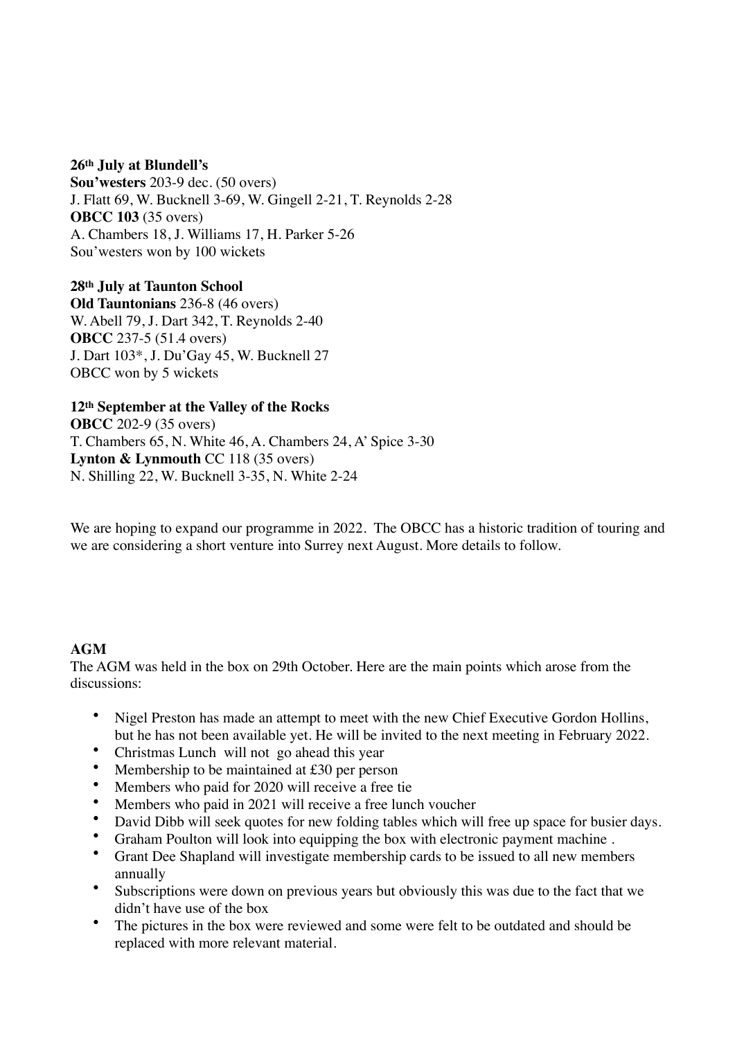**26th July at Blundell's**
**Sou'westers** 203-9 dec. (50 overs)
J. Flatt 69, W. Bucknell 3-69, W. Gingell 2-21, T. Reynolds 2-28
**OBCC 103** (35 overs)
A. Chambers 18, J. Williams 17, H. Parker 5-26
Sou'westers won by 100 wickets

**28th July at Taunton School**
**Old Tauntonians** 236-8 (46 overs)
W. Abell 79, J. Dart 342, T. Reynolds 2-40
**OBCC** 237-5 (51.4 overs)
J. Dart 103*, J. Du'Gay 45, W. Bucknell 27
OBCC won by 5 wickets

**12th September at the Valley of the Rocks**
**OBCC** 202-9 (35 overs)
T. Chambers 65, N. White 46, A. Chambers 24, A' Spice 3-30
**Lynton & Lynmouth** CC 118 (35 overs)
N. Shilling 22, W. Bucknell 3-35, N. White 2-24

We are hoping to expand our programme in 2022. The OBCC has a historic tradition of touring and we are considering a short venture into Surrey next August. More details to follow.

**AGM**

The AGM was held in the box on 29th October. Here are the main points which arose from the discussions:

- Nigel Preston has made an attempt to meet with the new Chief Executive Gordon Hollins, but he has not been available yet. He will be invited to the next meeting in February 2022.
- Christmas Lunch will not go ahead this year
- Membership to be maintained at £30 per person
- Members who paid for 2020 will receive a free tie
- Members who paid in 2021 will receive a free lunch voucher
- David Dibb will seek quotes for new folding tables which will free up space for busier days.
- Graham Poulton will look into equipping the box with electronic payment machine .
- Grant Dee Shapland will investigate membership cards to be issued to all new members annually
- Subscriptions were down on previous years but obviously this was due to the fact that we didn't have use of the box
- The pictures in the box were reviewed and some were felt to be outdated and should be replaced with more relevant material.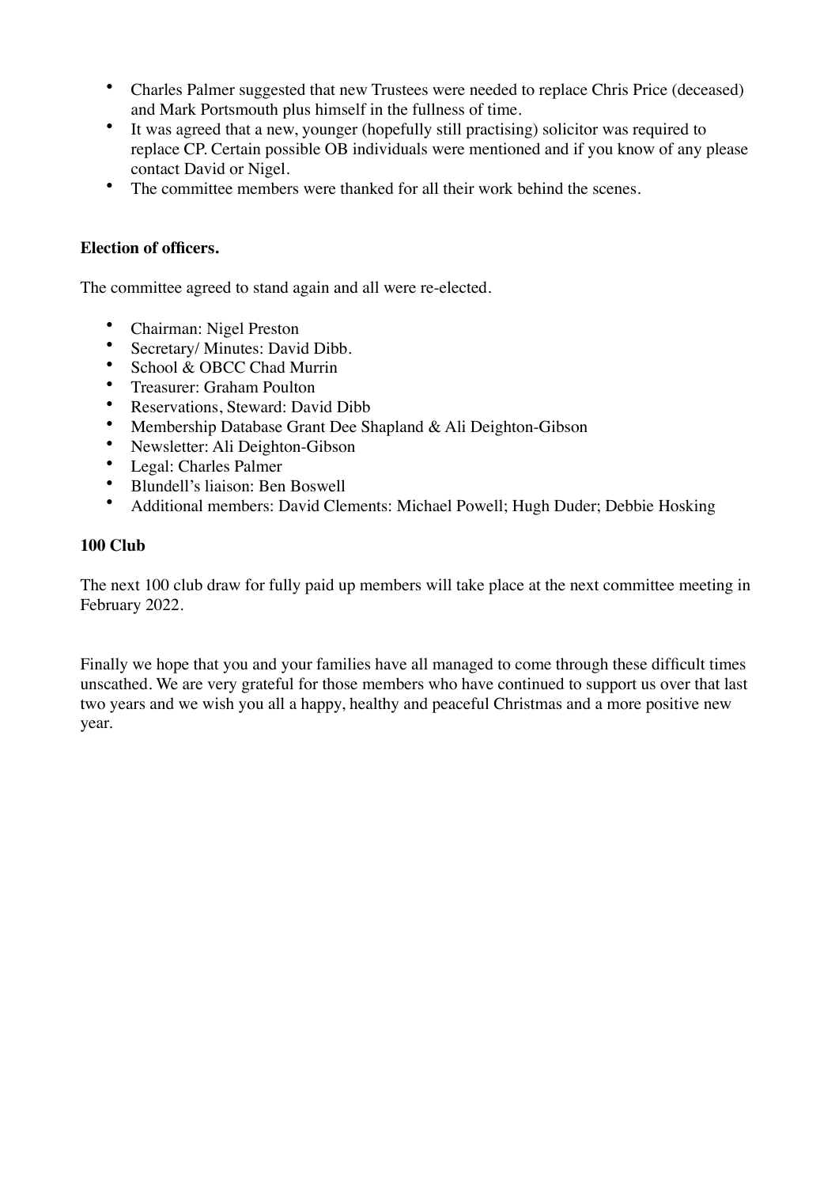- Charles Palmer suggested that new Trustees were needed to replace Chris Price (deceased) and Mark Portsmouth plus himself in the fullness of time.
- It was agreed that a new, younger (hopefully still practising) solicitor was required to replace CP. Certain possible OB individuals were mentioned and if you know of any please contact David or Nigel.
- The committee members were thanked for all their work behind the scenes.

**Election of officers.**

The committee agreed to stand again and all were re-elected.

- Chairman: Nigel Preston
- Secretary/ Minutes: David Dibb.
- School & OBCC Chad Murrin
- Treasurer: Graham Poulton
- Reservations, Steward: David Dibb
- Membership Database Grant Dee Shapland & Ali Deighton-Gibson
- Newsletter: Ali Deighton-Gibson
- Legal: Charles Palmer
- Blundell's liaison: Ben Boswell
- Additional members: David Clements: Michael Powell; Hugh Duder; Debbie Hosking

**100 Club**

The next 100 club draw for fully paid up members will take place at the next committee meeting in February 2022.

Finally we hope that you and your families have all managed to come through these difficult times unscathed. We are very grateful for those members who have continued to support us over that last two years and we wish you all a happy, healthy and peaceful Christmas and a more positive new year.